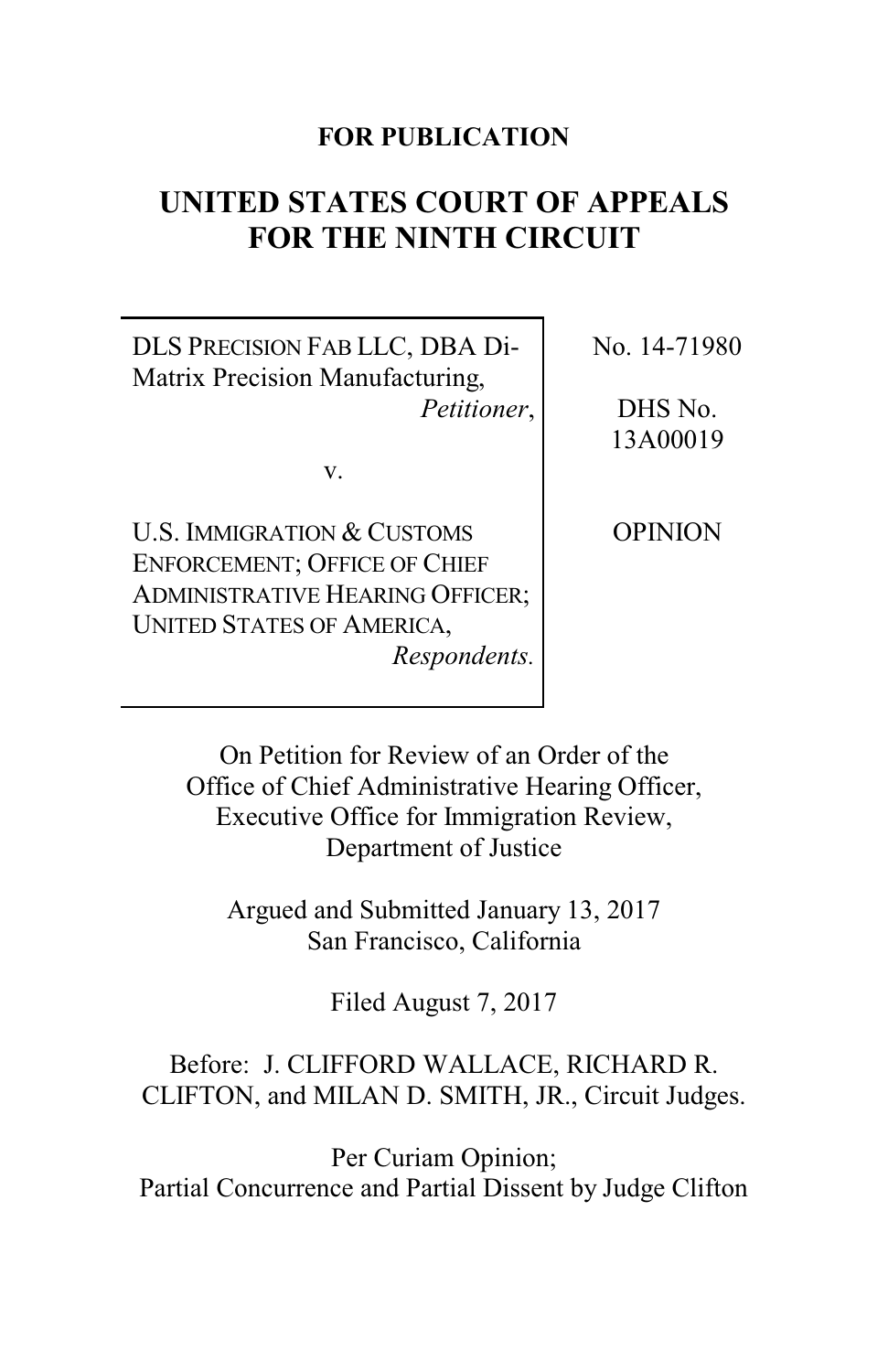**FOR PUBLICATION**

# UNITED STATES COURT OF APPEALS FOR THE NINTH CIRCUIT

| | |
|---|---|
| DLS PRECISION FAB LLC, DBA Di-Matrix Precision Manufacturing, *Petitioner*,<br><br>v.<br><br>U.S. IMMIGRATION & CUSTOMS ENFORCEMENT; OFFICE OF CHIEF ADMINISTRATIVE HEARING OFFICER; UNITED STATES OF AMERICA, *Respondents.* | No. 14-71980<br><br>DHS No. 13A00019<br><br>OPINION |

On Petition for Review of an Order of the Office of Chief Administrative Hearing Officer, Executive Office for Immigration Review, Department of Justice

Argued and Submitted January 13, 2017
San Francisco, California

Filed August 7, 2017

Before: J. CLIFFORD WALLACE, RICHARD R. CLIFTON, and MILAN D. SMITH, JR., Circuit Judges.

Per Curiam Opinion;
Partial Concurrence and Partial Dissent by Judge Clifton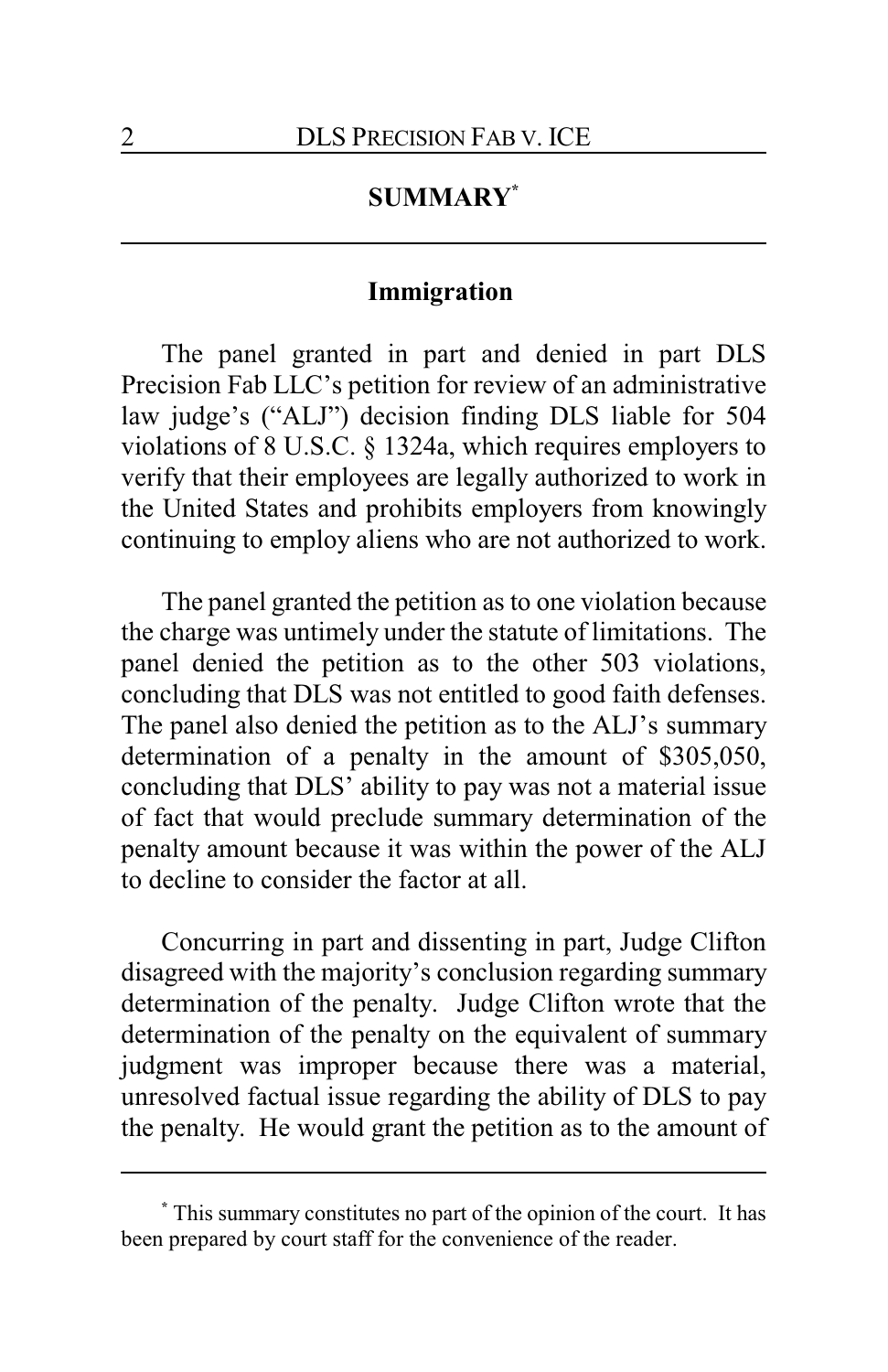## SUMMARY[*]

### Immigration

The panel granted in part and denied in part DLS Precision Fab LLC's petition for review of an administrative law judge's ("ALJ") decision finding DLS liable for 504 violations of 8 U.S.C. § 1324a, which requires employers to verify that their employees are legally authorized to work in the United States and prohibits employers from knowingly continuing to employ aliens who are not authorized to work.

The panel granted the petition as to one violation because the charge was untimely under the statute of limitations. The panel denied the petition as to the other 503 violations, concluding that DLS was not entitled to good faith defenses. The panel also denied the petition as to the ALJ's summary determination of a penalty in the amount of $305,050, concluding that DLS' ability to pay was not a material issue of fact that would preclude summary determination of the penalty amount because it was within the power of the ALJ to decline to consider the factor at all.

Concurring in part and dissenting in part, Judge Clifton disagreed with the majority's conclusion regarding summary determination of the penalty. Judge Clifton wrote that the determination of the penalty on the equivalent of summary judgment was improper because there was a material, unresolved factual issue regarding the ability of DLS to pay the penalty. He would grant the petition as to the amount of

[*] This summary constitutes no part of the opinion of the court. It has been prepared by court staff for the convenience of the reader.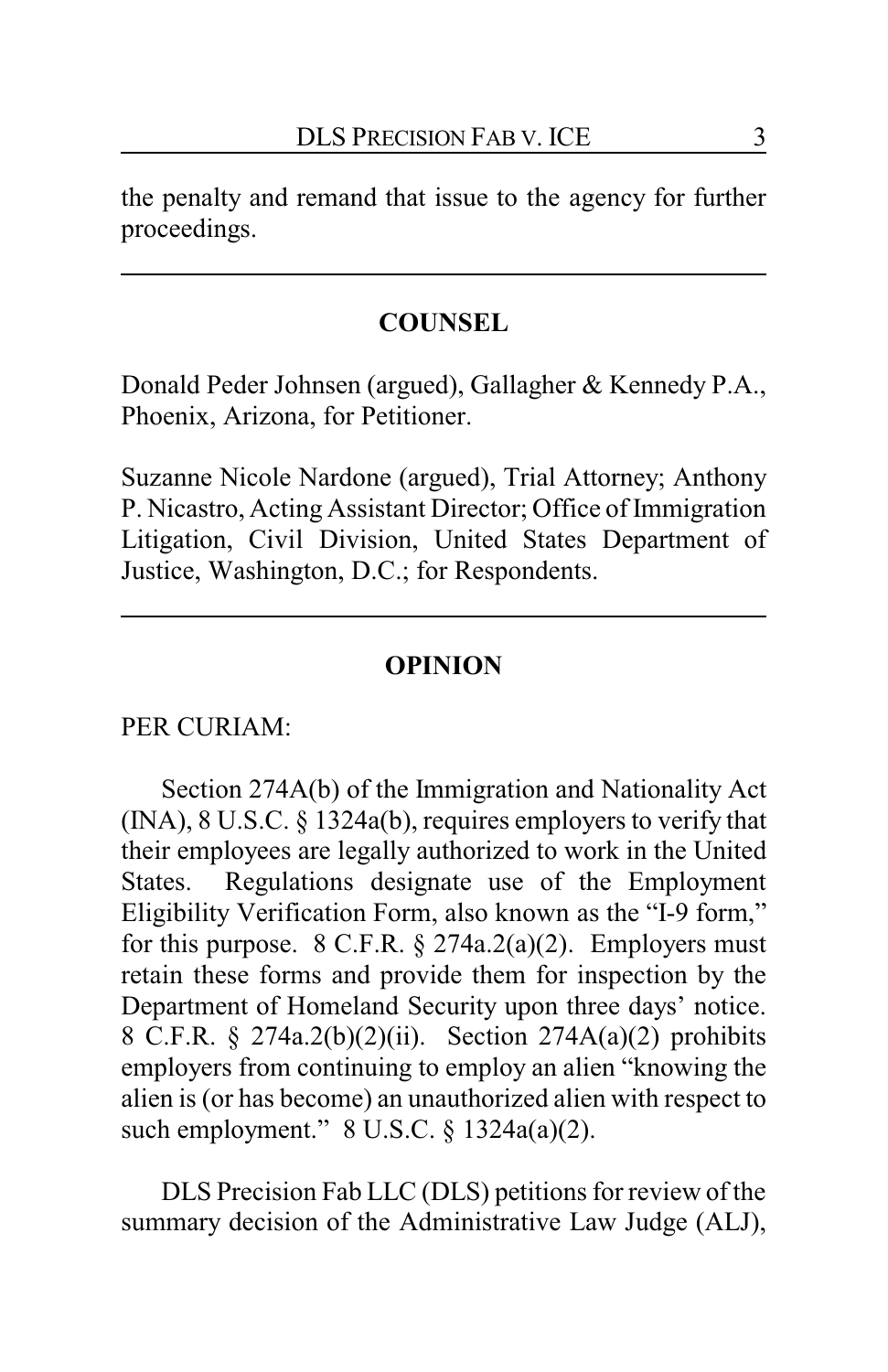the penalty and remand that issue to the agency for further proceedings.

---

## COUNSEL

Donald Peder Johnsen (argued), Gallagher & Kennedy P.A., Phoenix, Arizona, for Petitioner.

Suzanne Nicole Nardone (argued), Trial Attorney; Anthony P. Nicastro, Acting Assistant Director; Office of Immigration Litigation, Civil Division, United States Department of Justice, Washington, D.C.; for Respondents.

---

## OPINION

PER CURIAM:

Section 274A(b) of the Immigration and Nationality Act (INA), 8 U.S.C. § 1324a(b), requires employers to verify that their employees are legally authorized to work in the United States. Regulations designate use of the Employment Eligibility Verification Form, also known as the "I-9 form," for this purpose. 8 C.F.R. § 274a.2(a)(2). Employers must retain these forms and provide them for inspection by the Department of Homeland Security upon three days' notice. 8 C.F.R. § 274a.2(b)(2)(ii). Section 274A(a)(2) prohibits employers from continuing to employ an alien "knowing the alien is (or has become) an unauthorized alien with respect to such employment." 8 U.S.C. § 1324a(a)(2).

DLS Precision Fab LLC (DLS) petitions for review of the summary decision of the Administrative Law Judge (ALJ),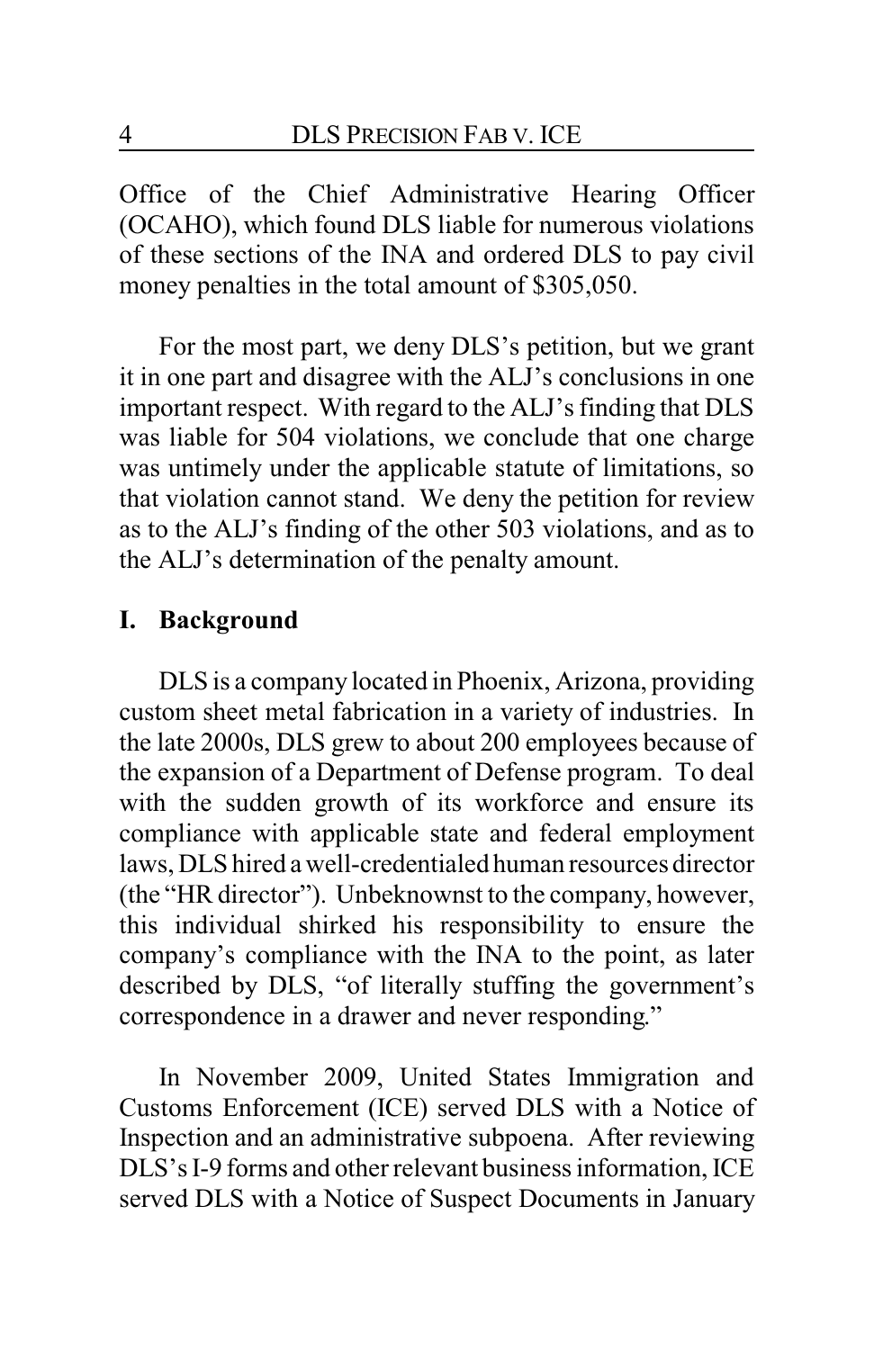Office of the Chief Administrative Hearing Officer (OCAHO), which found DLS liable for numerous violations of these sections of the INA and ordered DLS to pay civil money penalties in the total amount of $305,050.

For the most part, we deny DLS's petition, but we grant it in one part and disagree with the ALJ's conclusions in one important respect. With regard to the ALJ's finding that DLS was liable for 504 violations, we conclude that one charge was untimely under the applicable statute of limitations, so that violation cannot stand. We deny the petition for review as to the ALJ's finding of the other 503 violations, and as to the ALJ's determination of the penalty amount.

## I. Background

DLS is a company located in Phoenix, Arizona, providing custom sheet metal fabrication in a variety of industries. In the late 2000s, DLS grew to about 200 employees because of the expansion of a Department of Defense program. To deal with the sudden growth of its workforce and ensure its compliance with applicable state and federal employment laws, DLS hired a well-credentialed human resources director (the "HR director"). Unbeknownst to the company, however, this individual shirked his responsibility to ensure the company's compliance with the INA to the point, as later described by DLS, "of literally stuffing the government's correspondence in a drawer and never responding."

In November 2009, United States Immigration and Customs Enforcement (ICE) served DLS with a Notice of Inspection and an administrative subpoena. After reviewing DLS's I-9 forms and other relevant business information, ICE served DLS with a Notice of Suspect Documents in January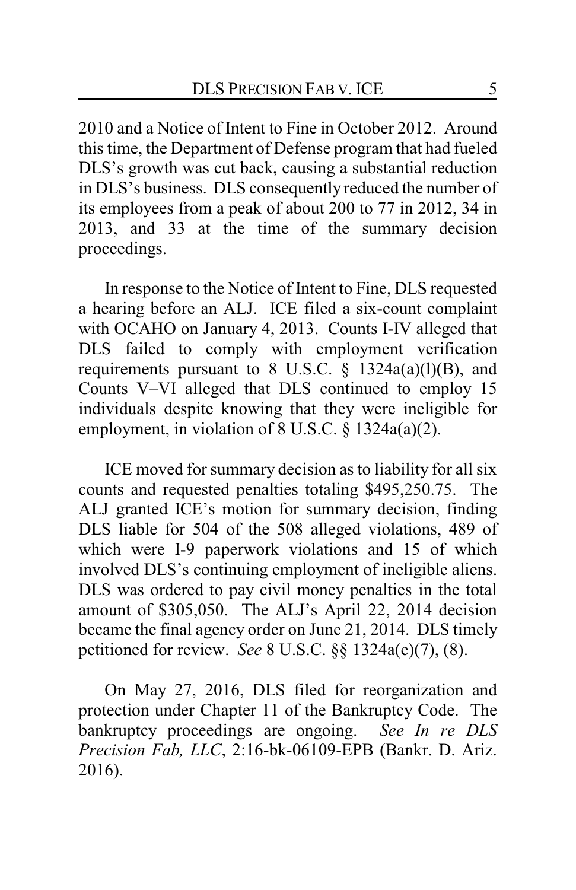2010 and a Notice of Intent to Fine in October 2012. Around this time, the Department of Defense program that had fueled DLS's growth was cut back, causing a substantial reduction in DLS's business. DLS consequently reduced the number of its employees from a peak of about 200 to 77 in 2012, 34 in 2013, and 33 at the time of the summary decision proceedings.

In response to the Notice of Intent to Fine, DLS requested a hearing before an ALJ. ICE filed a six-count complaint with OCAHO on January 4, 2013. Counts I-IV alleged that DLS failed to comply with employment verification requirements pursuant to 8 U.S.C. § 1324a(a)(l)(B), and Counts V–VI alleged that DLS continued to employ 15 individuals despite knowing that they were ineligible for employment, in violation of 8 U.S.C. § 1324a(a)(2).

ICE moved for summary decision as to liability for all six counts and requested penalties totaling $495,250.75. The ALJ granted ICE's motion for summary decision, finding DLS liable for 504 of the 508 alleged violations, 489 of which were I-9 paperwork violations and 15 of which involved DLS's continuing employment of ineligible aliens. DLS was ordered to pay civil money penalties in the total amount of $305,050. The ALJ's April 22, 2014 decision became the final agency order on June 21, 2014. DLS timely petitioned for review. *See* 8 U.S.C. §§ 1324a(e)(7), (8).

On May 27, 2016, DLS filed for reorganization and protection under Chapter 11 of the Bankruptcy Code. The bankruptcy proceedings are ongoing. *See In re DLS Precision Fab, LLC*, 2:16-bk-06109-EPB (Bankr. D. Ariz. 2016).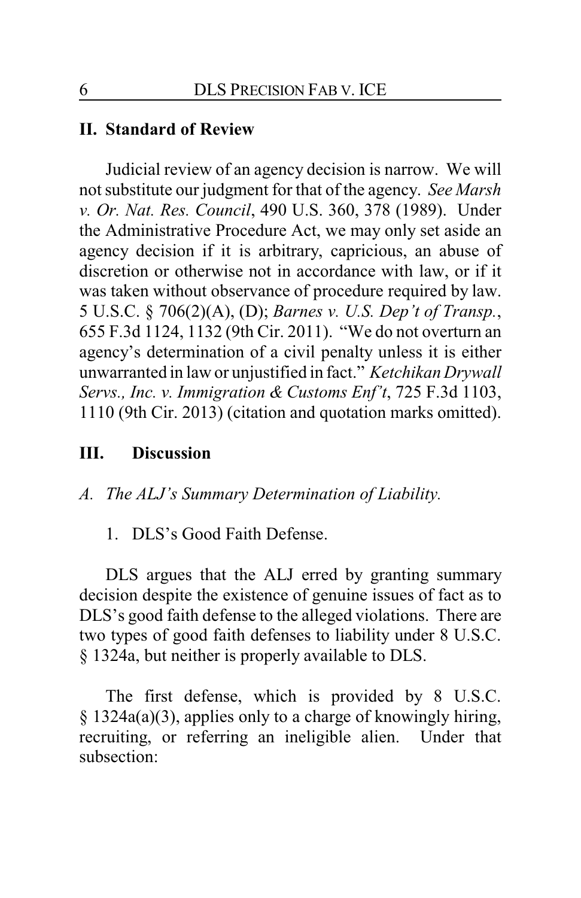## II. Standard of Review

Judicial review of an agency decision is narrow. We will not substitute our judgment for that of the agency. *See Marsh v. Or. Nat. Res. Council*, 490 U.S. 360, 378 (1989). Under the Administrative Procedure Act, we may only set aside an agency decision if it is arbitrary, capricious, an abuse of discretion or otherwise not in accordance with law, or if it was taken without observance of procedure required by law. 5 U.S.C. § 706(2)(A), (D); *Barnes v. U.S. Dep't of Transp.*, 655 F.3d 1124, 1132 (9th Cir. 2011). "We do not overturn an agency's determination of a civil penalty unless it is either unwarranted in law or unjustified in fact." *Ketchikan Drywall Servs., Inc. v. Immigration & Customs Enf't*, 725 F.3d 1103, 1110 (9th Cir. 2013) (citation and quotation marks omitted).

## III. Discussion

### *A. The ALJ's Summary Determination of Liability.*

#### 1. DLS's Good Faith Defense.

DLS argues that the ALJ erred by granting summary decision despite the existence of genuine issues of fact as to DLS's good faith defense to the alleged violations. There are two types of good faith defenses to liability under 8 U.S.C. § 1324a, but neither is properly available to DLS.

The first defense, which is provided by 8 U.S.C. § 1324a(a)(3), applies only to a charge of knowingly hiring, recruiting, or referring an ineligible alien. Under that subsection: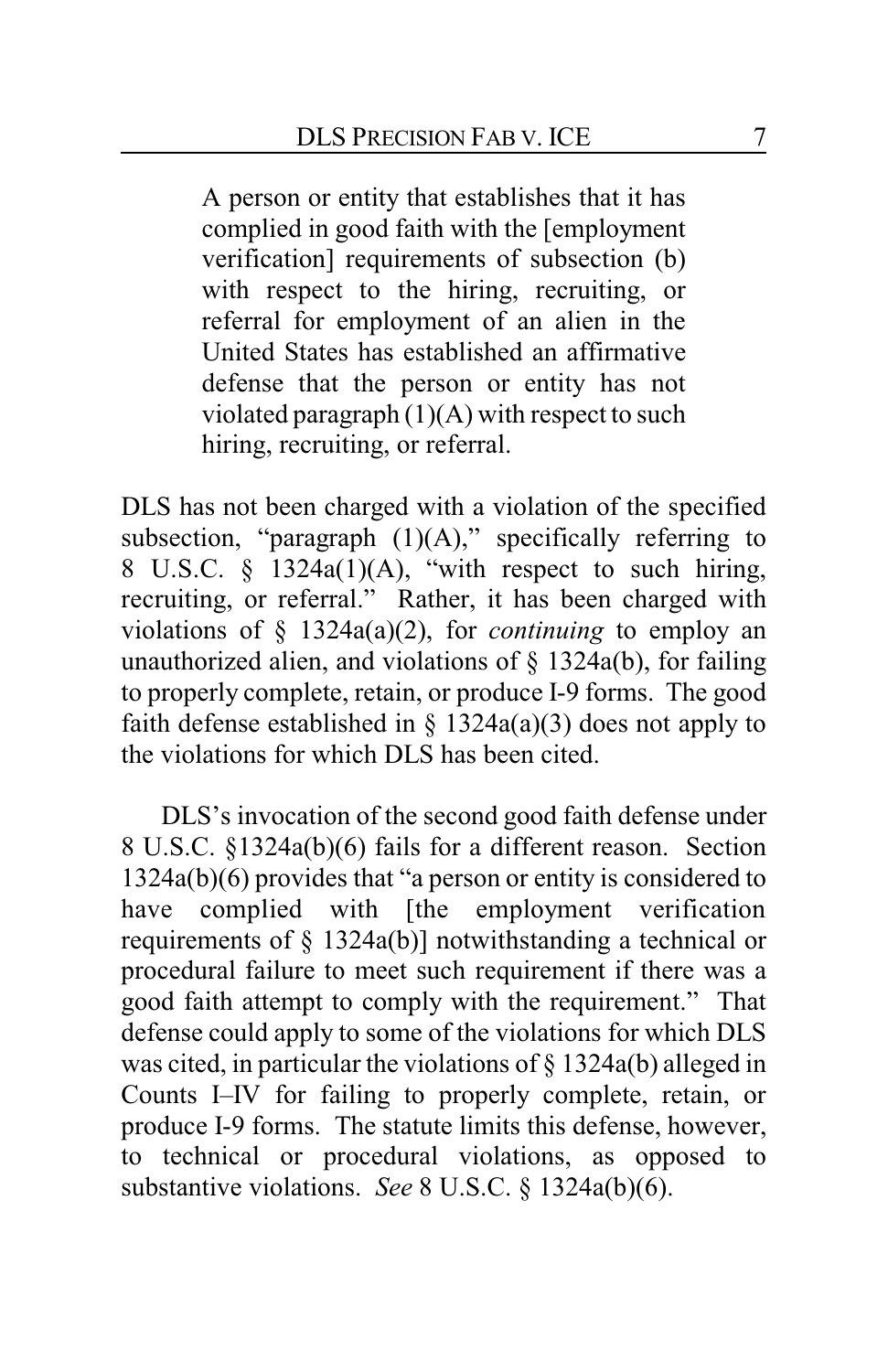> A person or entity that establishes that it has complied in good faith with the [employment verification] requirements of subsection (b) with respect to the hiring, recruiting, or referral for employment of an alien in the United States has established an affirmative defense that the person or entity has not violated paragraph (1)(A) with respect to such hiring, recruiting, or referral.

DLS has not been charged with a violation of the specified subsection, "paragraph (1)(A)," specifically referring to 8 U.S.C. § 1324a(1)(A), "with respect to such hiring, recruiting, or referral." Rather, it has been charged with violations of § 1324a(a)(2), for *continuing* to employ an unauthorized alien, and violations of § 1324a(b), for failing to properly complete, retain, or produce I-9 forms. The good faith defense established in § 1324a(a)(3) does not apply to the violations for which DLS has been cited.

DLS's invocation of the second good faith defense under 8 U.S.C. §1324a(b)(6) fails for a different reason. Section 1324a(b)(6) provides that "a person or entity is considered to have complied with [the employment verification requirements of § 1324a(b)] notwithstanding a technical or procedural failure to meet such requirement if there was a good faith attempt to comply with the requirement." That defense could apply to some of the violations for which DLS was cited, in particular the violations of § 1324a(b) alleged in Counts I–IV for failing to properly complete, retain, or produce I-9 forms. The statute limits this defense, however, to technical or procedural violations, as opposed to substantive violations. *See* 8 U.S.C. § 1324a(b)(6).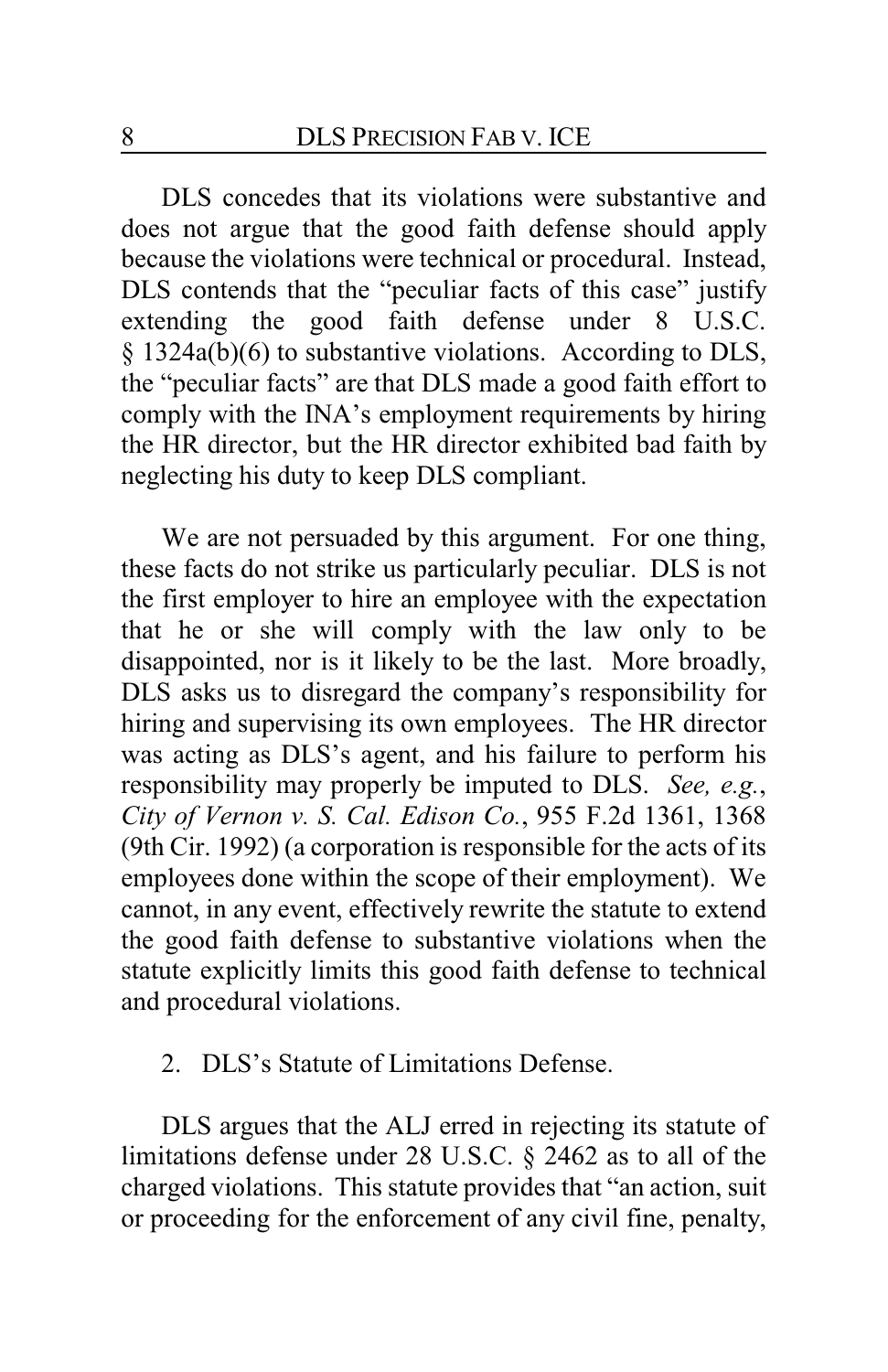DLS concedes that its violations were substantive and does not argue that the good faith defense should apply because the violations were technical or procedural. Instead, DLS contends that the "peculiar facts of this case" justify extending the good faith defense under 8 U.S.C. § 1324a(b)(6) to substantive violations. According to DLS, the "peculiar facts" are that DLS made a good faith effort to comply with the INA's employment requirements by hiring the HR director, but the HR director exhibited bad faith by neglecting his duty to keep DLS compliant.

We are not persuaded by this argument. For one thing, these facts do not strike us particularly peculiar. DLS is not the first employer to hire an employee with the expectation that he or she will comply with the law only to be disappointed, nor is it likely to be the last. More broadly, DLS asks us to disregard the company's responsibility for hiring and supervising its own employees. The HR director was acting as DLS's agent, and his failure to perform his responsibility may properly be imputed to DLS. *See, e.g.*, *City of Vernon v. S. Cal. Edison Co.*, 955 F.2d 1361, 1368 (9th Cir. 1992) (a corporation is responsible for the acts of its employees done within the scope of their employment). We cannot, in any event, effectively rewrite the statute to extend the good faith defense to substantive violations when the statute explicitly limits this good faith defense to technical and procedural violations.

2. DLS's Statute of Limitations Defense.

DLS argues that the ALJ erred in rejecting its statute of limitations defense under 28 U.S.C. § 2462 as to all of the charged violations. This statute provides that "an action, suit or proceeding for the enforcement of any civil fine, penalty,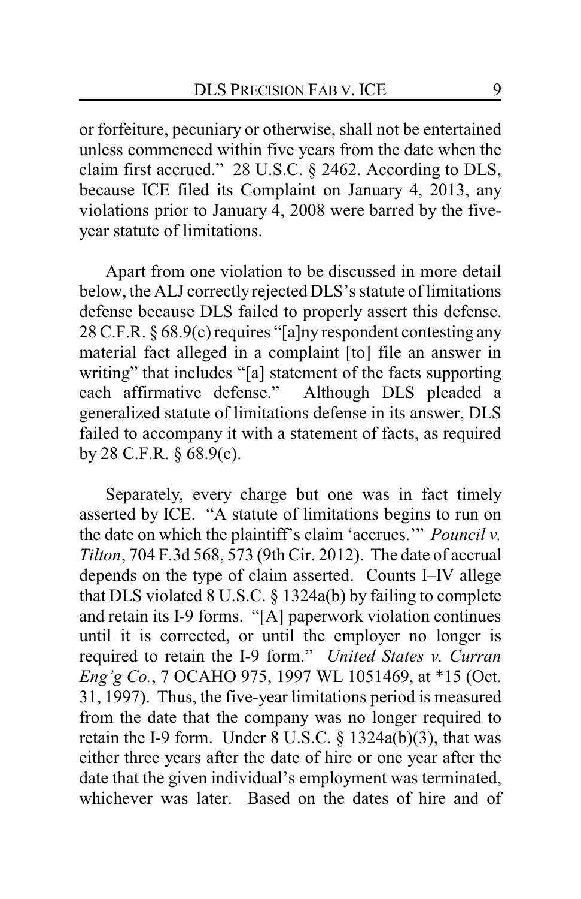or forfeiture, pecuniary or otherwise, shall not be entertained unless commenced within five years from the date when the claim first accrued." 28 U.S.C. § 2462. According to DLS, because ICE filed its Complaint on January 4, 2013, any violations prior to January 4, 2008 were barred by the five-year statute of limitations.

Apart from one violation to be discussed in more detail below, the ALJ correctly rejected DLS's statute of limitations defense because DLS failed to properly assert this defense. 28 C.F.R. § 68.9(c) requires "[a]ny respondent contesting any material fact alleged in a complaint [to] file an answer in writing" that includes "[a] statement of the facts supporting each affirmative defense." Although DLS pleaded a generalized statute of limitations defense in its answer, DLS failed to accompany it with a statement of facts, as required by 28 C.F.R. § 68.9(c).

Separately, every charge but one was in fact timely asserted by ICE. "A statute of limitations begins to run on the date on which the plaintiff's claim 'accrues.'" *Pouncil v. Tilton*, 704 F.3d 568, 573 (9th Cir. 2012). The date of accrual depends on the type of claim asserted. Counts I–IV allege that DLS violated 8 U.S.C. § 1324a(b) by failing to complete and retain its I-9 forms. "[A] paperwork violation continues until it is corrected, or until the employer no longer is required to retain the I-9 form." *United States v. Curran Eng'g Co.*, 7 OCAHO 975, 1997 WL 1051469, at *15 (Oct. 31, 1997). Thus, the five-year limitations period is measured from the date that the company was no longer required to retain the I-9 form. Under 8 U.S.C. § 1324a(b)(3), that was either three years after the date of hire or one year after the date that the given individual's employment was terminated, whichever was later. Based on the dates of hire and of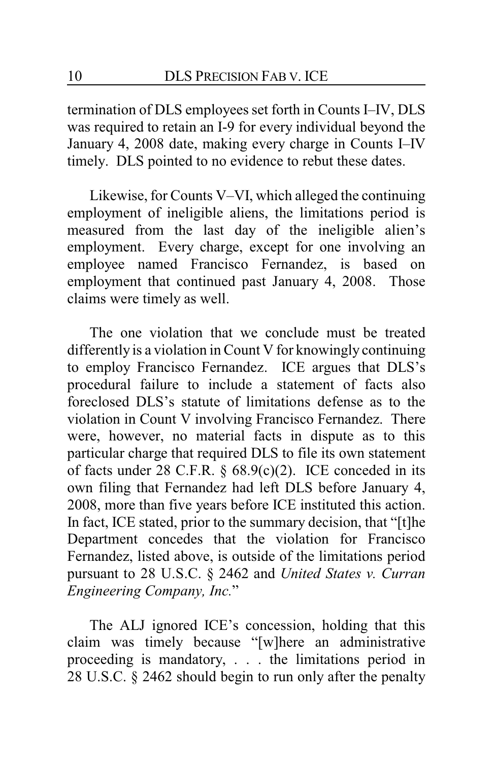termination of DLS employees set forth in Counts I–IV, DLS was required to retain an I-9 for every individual beyond the January 4, 2008 date, making every charge in Counts I–IV timely. DLS pointed to no evidence to rebut these dates.

Likewise, for Counts V–VI, which alleged the continuing employment of ineligible aliens, the limitations period is measured from the last day of the ineligible alien's employment. Every charge, except for one involving an employee named Francisco Fernandez, is based on employment that continued past January 4, 2008. Those claims were timely as well.

The one violation that we conclude must be treated differently is a violation in Count V for knowingly continuing to employ Francisco Fernandez. ICE argues that DLS's procedural failure to include a statement of facts also foreclosed DLS's statute of limitations defense as to the violation in Count V involving Francisco Fernandez. There were, however, no material facts in dispute as to this particular charge that required DLS to file its own statement of facts under 28 C.F.R. § 68.9(c)(2). ICE conceded in its own filing that Fernandez had left DLS before January 4, 2008, more than five years before ICE instituted this action. In fact, ICE stated, prior to the summary decision, that "[t]he Department concedes that the violation for Francisco Fernandez, listed above, is outside of the limitations period pursuant to 28 U.S.C. § 2462 and *United States v. Curran Engineering Company, Inc.*"

The ALJ ignored ICE's concession, holding that this claim was timely because "[w]here an administrative proceeding is mandatory, . . . the limitations period in 28 U.S.C. § 2462 should begin to run only after the penalty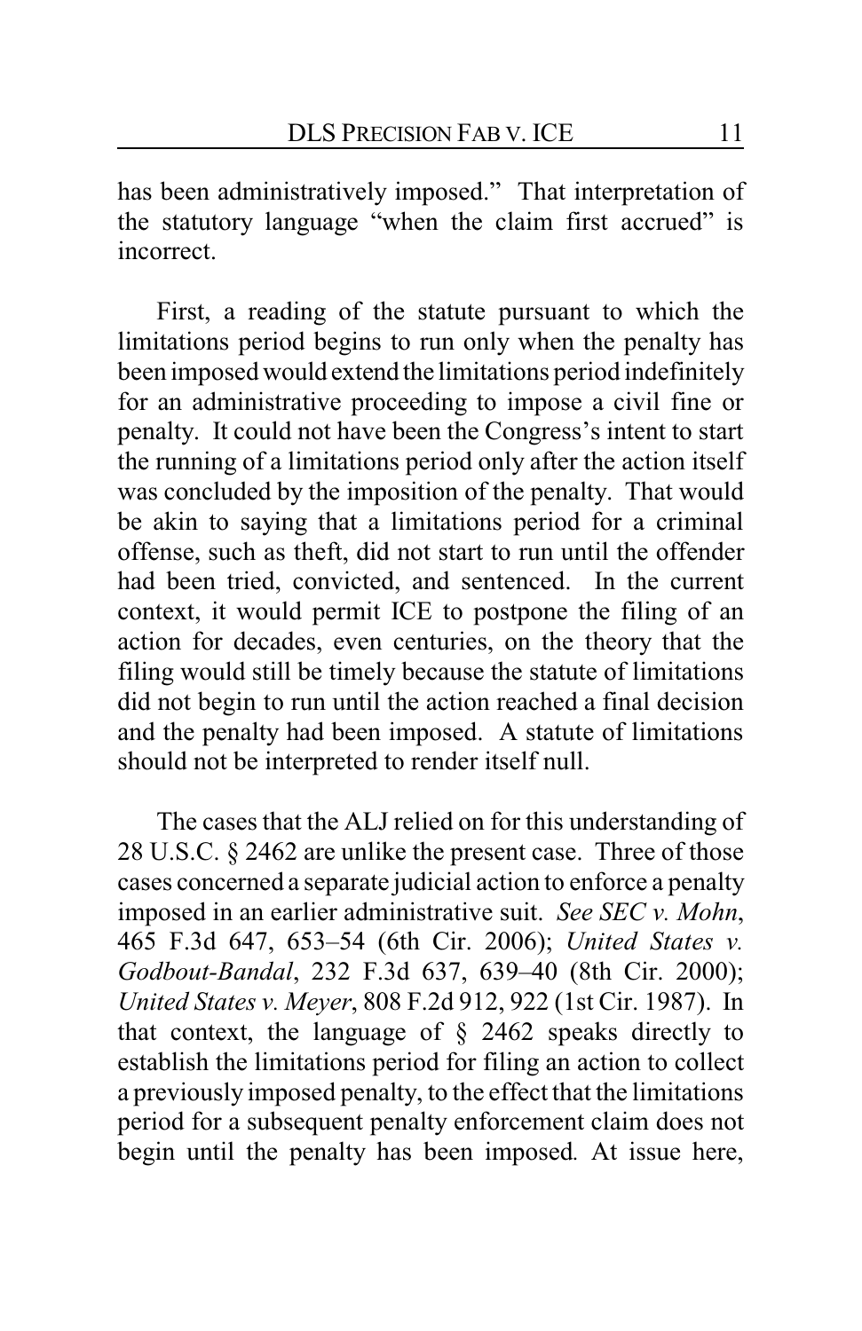has been administratively imposed." That interpretation of the statutory language "when the claim first accrued" is incorrect.

First, a reading of the statute pursuant to which the limitations period begins to run only when the penalty has been imposed would extend the limitations period indefinitely for an administrative proceeding to impose a civil fine or penalty. It could not have been the Congress's intent to start the running of a limitations period only after the action itself was concluded by the imposition of the penalty. That would be akin to saying that a limitations period for a criminal offense, such as theft, did not start to run until the offender had been tried, convicted, and sentenced. In the current context, it would permit ICE to postpone the filing of an action for decades, even centuries, on the theory that the filing would still be timely because the statute of limitations did not begin to run until the action reached a final decision and the penalty had been imposed. A statute of limitations should not be interpreted to render itself null.

The cases that the ALJ relied on for this understanding of 28 U.S.C. § 2462 are unlike the present case. Three of those cases concerned a separate judicial action to enforce a penalty imposed in an earlier administrative suit. *See SEC v. Mohn*, 465 F.3d 647, 653–54 (6th Cir. 2006); *United States v. Godbout-Bandal*, 232 F.3d 637, 639–40 (8th Cir. 2000); *United States v. Meyer*, 808 F.2d 912, 922 (1st Cir. 1987). In that context, the language of § 2462 speaks directly to establish the limitations period for filing an action to collect a previously imposed penalty, to the effect that the limitations period for a subsequent penalty enforcement claim does not begin until the penalty has been imposed. At issue here,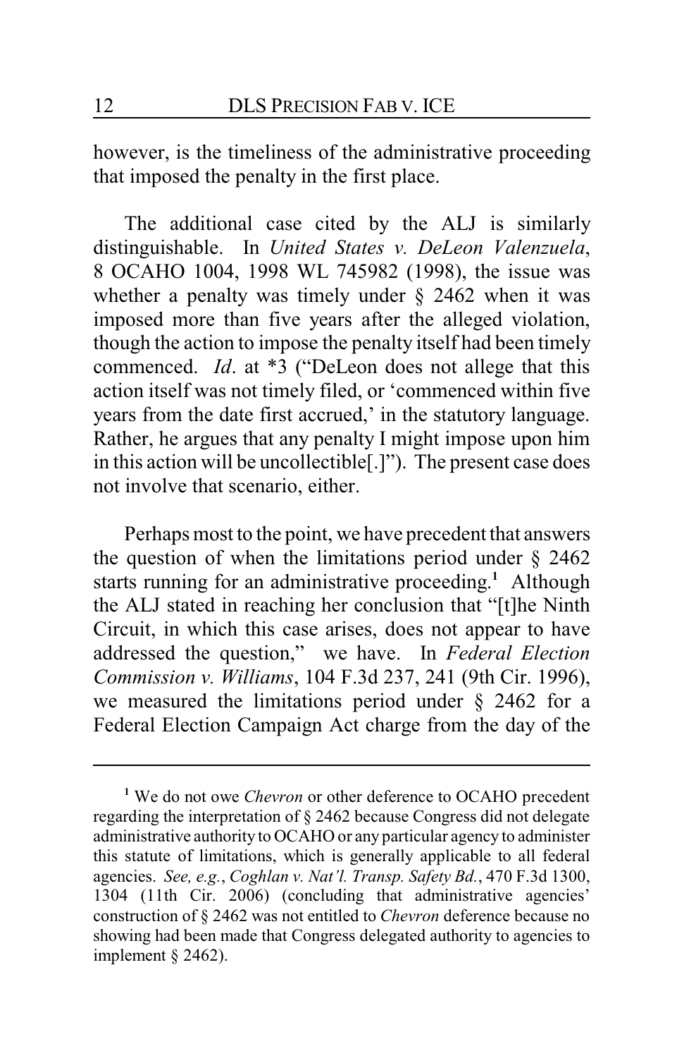however, is the timeliness of the administrative proceeding that imposed the penalty in the first place.

The additional case cited by the ALJ is similarly distinguishable. In *United States v. DeLeon Valenzuela*, 8 OCAHO 1004, 1998 WL 745982 (1998), the issue was whether a penalty was timely under § 2462 when it was imposed more than five years after the alleged violation, though the action to impose the penalty itself had been timely commenced. *Id*. at *3 ("DeLeon does not allege that this action itself was not timely filed, or 'commenced within five years from the date first accrued,' in the statutory language. Rather, he argues that any penalty I might impose upon him in this action will be uncollectible[.]"). The present case does not involve that scenario, either.

Perhaps most to the point, we have precedent that answers the question of when the limitations period under § 2462 starts running for an administrative proceeding.[1] Although the ALJ stated in reaching her conclusion that "[t]he Ninth Circuit, in which this case arises, does not appear to have addressed the question," we have. In *Federal Election Commission v. Williams*, 104 F.3d 237, 241 (9th Cir. 1996), we measured the limitations period under § 2462 for a Federal Election Campaign Act charge from the day of the

---

[1] We do not owe *Chevron* or other deference to OCAHO precedent regarding the interpretation of § 2462 because Congress did not delegate administrative authority to OCAHO or any particular agency to administer this statute of limitations, which is generally applicable to all federal agencies. *See, e.g.*, *Coghlan v. Nat'l. Transp. Safety Bd.*, 470 F.3d 1300, 1304 (11th Cir. 2006) (concluding that administrative agencies' construction of § 2462 was not entitled to *Chevron* deference because no showing had been made that Congress delegated authority to agencies to implement § 2462).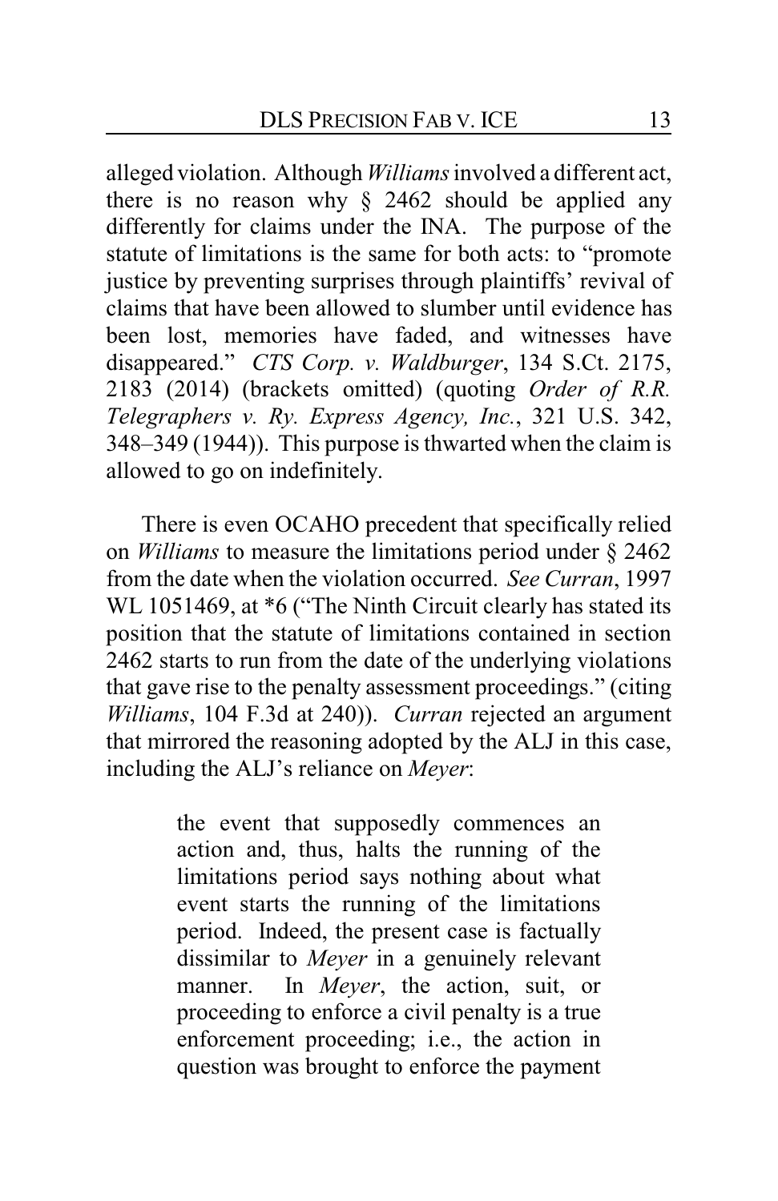alleged violation. Although *Williams* involved a different act, there is no reason why § 2462 should be applied any differently for claims under the INA. The purpose of the statute of limitations is the same for both acts: to "promote justice by preventing surprises through plaintiffs' revival of claims that have been allowed to slumber until evidence has been lost, memories have faded, and witnesses have disappeared." *CTS Corp. v. Waldburger*, 134 S.Ct. 2175, 2183 (2014) (brackets omitted) (quoting *Order of R.R. Telegraphers v. Ry. Express Agency, Inc.*, 321 U.S. 342, 348–349 (1944)). This purpose is thwarted when the claim is allowed to go on indefinitely.

There is even OCAHO precedent that specifically relied on *Williams* to measure the limitations period under § 2462 from the date when the violation occurred. *See Curran*, 1997 WL 1051469, at *6 ("The Ninth Circuit clearly has stated its position that the statute of limitations contained in section 2462 starts to run from the date of the underlying violations that gave rise to the penalty assessment proceedings." (citing *Williams*, 104 F.3d at 240)). *Curran* rejected an argument that mirrored the reasoning adopted by the ALJ in this case, including the ALJ's reliance on *Meyer*:

> the event that supposedly commences an action and, thus, halts the running of the limitations period says nothing about what event starts the running of the limitations period. Indeed, the present case is factually dissimilar to *Meyer* in a genuinely relevant manner. In *Meyer*, the action, suit, or proceeding to enforce a civil penalty is a true enforcement proceeding; i.e., the action in question was brought to enforce the payment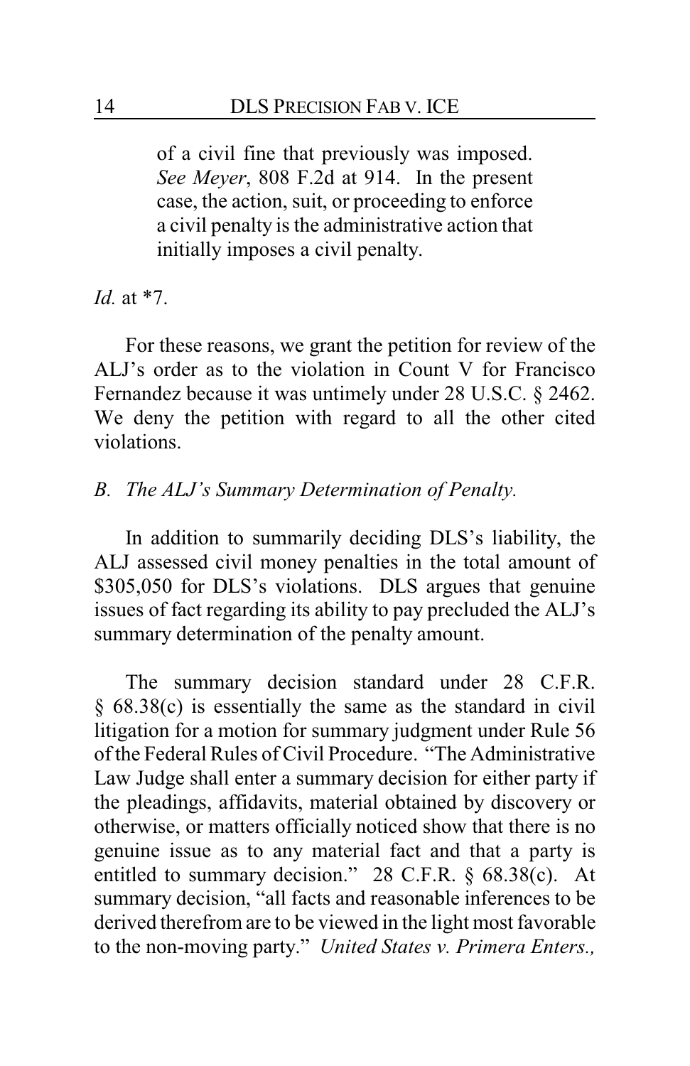> of a civil fine that previously was imposed. *See Meyer*, 808 F.2d at 914. In the present case, the action, suit, or proceeding to enforce a civil penalty is the administrative action that initially imposes a civil penalty.

*Id.* at *7.

For these reasons, we grant the petition for review of the ALJ's order as to the violation in Count V for Francisco Fernandez because it was untimely under 28 U.S.C. § 2462. We deny the petition with regard to all the other cited violations.

### *B. The ALJ's Summary Determination of Penalty.*

In addition to summarily deciding DLS's liability, the ALJ assessed civil money penalties in the total amount of $305,050 for DLS's violations. DLS argues that genuine issues of fact regarding its ability to pay precluded the ALJ's summary determination of the penalty amount.

The summary decision standard under 28 C.F.R. § 68.38(c) is essentially the same as the standard in civil litigation for a motion for summary judgment under Rule 56 of the Federal Rules of Civil Procedure. "The Administrative Law Judge shall enter a summary decision for either party if the pleadings, affidavits, material obtained by discovery or otherwise, or matters officially noticed show that there is no genuine issue as to any material fact and that a party is entitled to summary decision." 28 C.F.R. § 68.38(c). At summary decision, "all facts and reasonable inferences to be derived therefrom are to be viewed in the light most favorable to the non-moving party." *United States v. Primera Enters.,*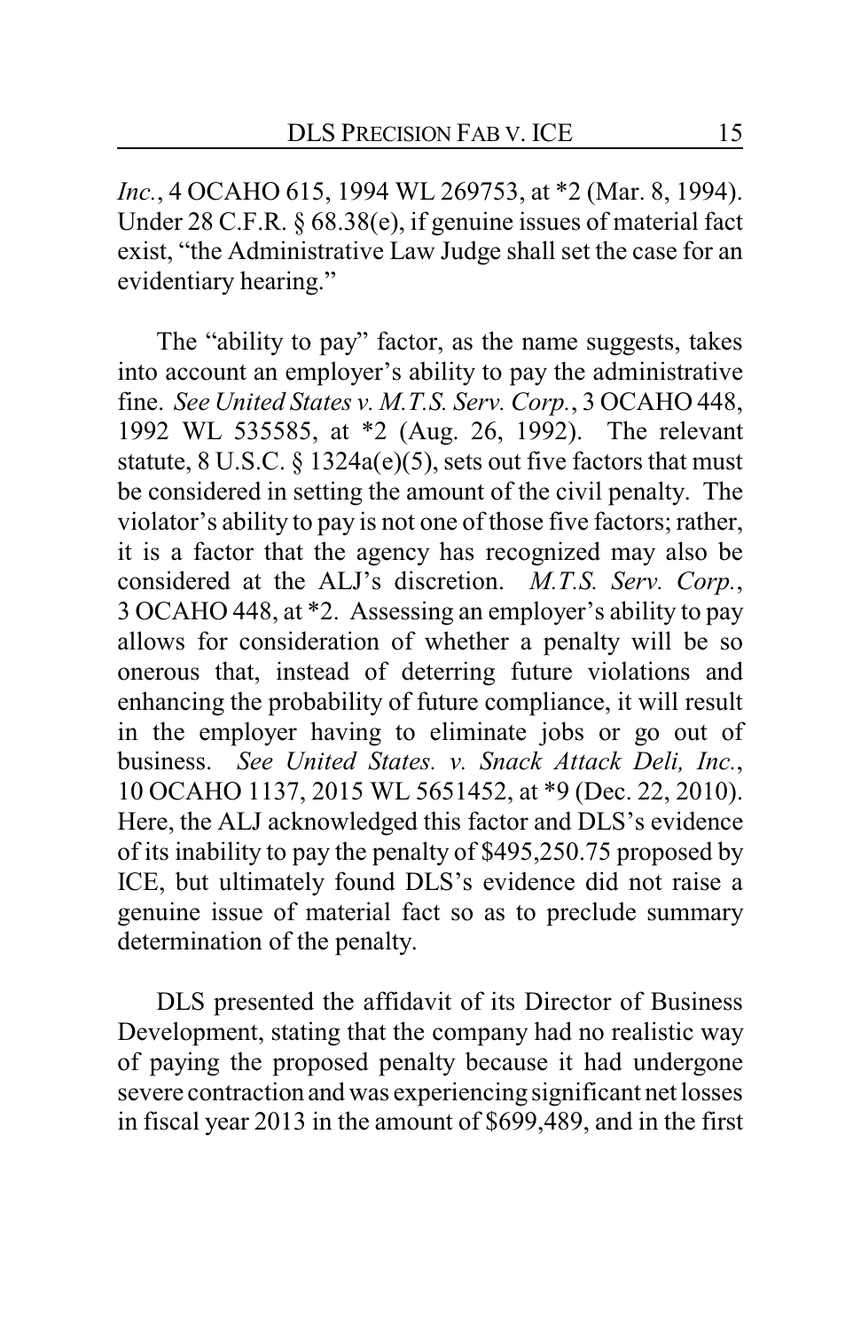*Inc.*, 4 OCAHO 615, 1994 WL 269753, at *2 (Mar. 8, 1994). Under 28 C.F.R. § 68.38(e), if genuine issues of material fact exist, "the Administrative Law Judge shall set the case for an evidentiary hearing."

The "ability to pay" factor, as the name suggests, takes into account an employer's ability to pay the administrative fine. *See United States v. M.T.S. Serv. Corp.*, 3 OCAHO 448, 1992 WL 535585, at *2 (Aug. 26, 1992). The relevant statute, 8 U.S.C. § 1324a(e)(5), sets out five factors that must be considered in setting the amount of the civil penalty. The violator's ability to pay is not one of those five factors; rather, it is a factor that the agency has recognized may also be considered at the ALJ's discretion. *M.T.S. Serv. Corp.*, 3 OCAHO 448, at *2. Assessing an employer's ability to pay allows for consideration of whether a penalty will be so onerous that, instead of deterring future violations and enhancing the probability of future compliance, it will result in the employer having to eliminate jobs or go out of business. *See United States. v. Snack Attack Deli, Inc.*, 10 OCAHO 1137, 2015 WL 5651452, at *9 (Dec. 22, 2010). Here, the ALJ acknowledged this factor and DLS's evidence of its inability to pay the penalty of $495,250.75 proposed by ICE, but ultimately found DLS's evidence did not raise a genuine issue of material fact so as to preclude summary determination of the penalty.

DLS presented the affidavit of its Director of Business Development, stating that the company had no realistic way of paying the proposed penalty because it had undergone severe contraction and was experiencing significant net losses in fiscal year 2013 in the amount of $699,489, and in the first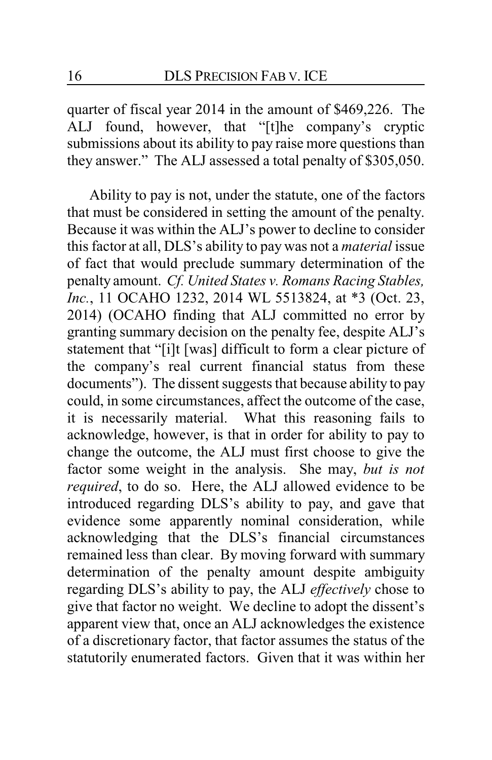quarter of fiscal year 2014 in the amount of $469,226. The ALJ found, however, that "[t]he company's cryptic submissions about its ability to pay raise more questions than they answer." The ALJ assessed a total penalty of $305,050.

Ability to pay is not, under the statute, one of the factors that must be considered in setting the amount of the penalty. Because it was within the ALJ's power to decline to consider this factor at all, DLS's ability to pay was not a *material* issue of fact that would preclude summary determination of the penalty amount. *Cf. United States v. Romans Racing Stables, Inc.*, 11 OCAHO 1232, 2014 WL 5513824, at *3 (Oct. 23, 2014) (OCAHO finding that ALJ committed no error by granting summary decision on the penalty fee, despite ALJ's statement that "[i]t [was] difficult to form a clear picture of the company's real current financial status from these documents"). The dissent suggests that because ability to pay could, in some circumstances, affect the outcome of the case, it is necessarily material. What this reasoning fails to acknowledge, however, is that in order for ability to pay to change the outcome, the ALJ must first choose to give the factor some weight in the analysis. She may, *but is not required*, to do so. Here, the ALJ allowed evidence to be introduced regarding DLS's ability to pay, and gave that evidence some apparently nominal consideration, while acknowledging that the DLS's financial circumstances remained less than clear. By moving forward with summary determination of the penalty amount despite ambiguity regarding DLS's ability to pay, the ALJ *effectively* chose to give that factor no weight. We decline to adopt the dissent's apparent view that, once an ALJ acknowledges the existence of a discretionary factor, that factor assumes the status of the statutorily enumerated factors. Given that it was within her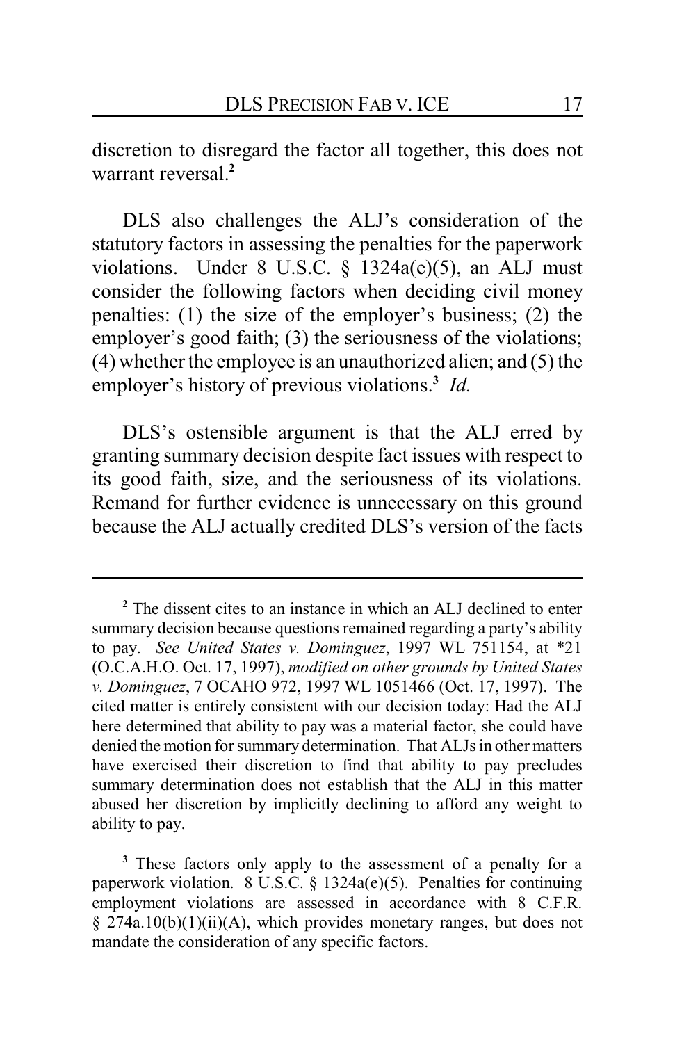discretion to disregard the factor all together, this does not warrant reversal.[2]

DLS also challenges the ALJ's consideration of the statutory factors in assessing the penalties for the paperwork violations. Under 8 U.S.C. § 1324a(e)(5), an ALJ must consider the following factors when deciding civil money penalties: (1) the size of the employer's business; (2) the employer's good faith; (3) the seriousness of the violations; (4) whether the employee is an unauthorized alien; and (5) the employer's history of previous violations.[3] *Id.*

DLS's ostensible argument is that the ALJ erred by granting summary decision despite fact issues with respect to its good faith, size, and the seriousness of its violations. Remand for further evidence is unnecessary on this ground because the ALJ actually credited DLS's version of the facts

---

[2] The dissent cites to an instance in which an ALJ declined to enter summary decision because questions remained regarding a party's ability to pay. *See United States v. Dominguez*, 1997 WL 751154, at *21 (O.C.A.H.O. Oct. 17, 1997), *modified on other grounds by United States v. Dominguez*, 7 OCAHO 972, 1997 WL 1051466 (Oct. 17, 1997). The cited matter is entirely consistent with our decision today: Had the ALJ here determined that ability to pay was a material factor, she could have denied the motion for summary determination. That ALJs in other matters have exercised their discretion to find that ability to pay precludes summary determination does not establish that the ALJ in this matter abused her discretion by implicitly declining to afford any weight to ability to pay.

[3] These factors only apply to the assessment of a penalty for a paperwork violation. 8 U.S.C. § 1324a(e)(5). Penalties for continuing employment violations are assessed in accordance with 8 C.F.R. § 274a.10(b)(1)(ii)(A), which provides monetary ranges, but does not mandate the consideration of any specific factors.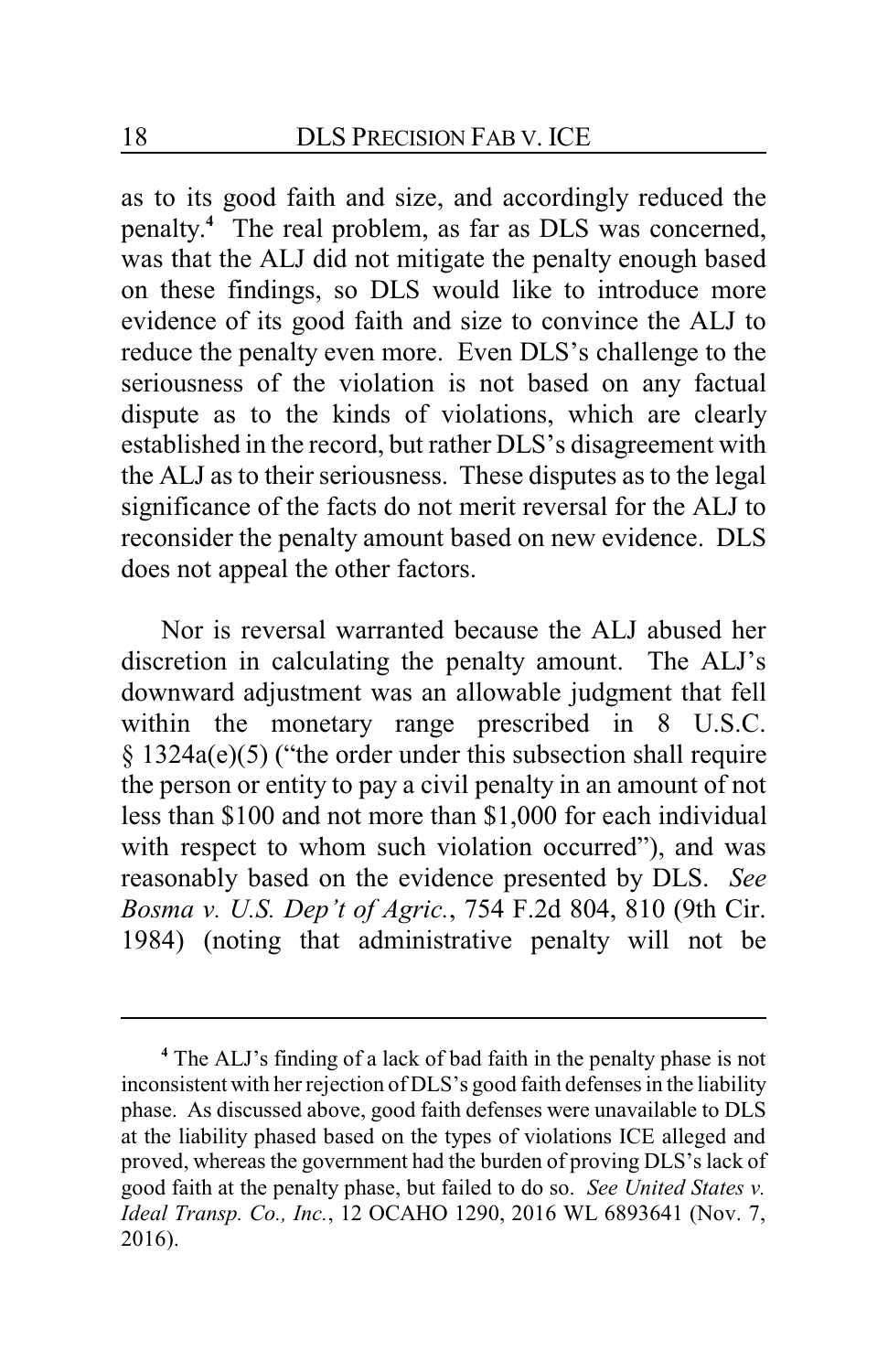as to its good faith and size, and accordingly reduced the penalty.[4] The real problem, as far as DLS was concerned, was that the ALJ did not mitigate the penalty enough based on these findings, so DLS would like to introduce more evidence of its good faith and size to convince the ALJ to reduce the penalty even more. Even DLS's challenge to the seriousness of the violation is not based on any factual dispute as to the kinds of violations, which are clearly established in the record, but rather DLS's disagreement with the ALJ as to their seriousness. These disputes as to the legal significance of the facts do not merit reversal for the ALJ to reconsider the penalty amount based on new evidence. DLS does not appeal the other factors.

Nor is reversal warranted because the ALJ abused her discretion in calculating the penalty amount. The ALJ's downward adjustment was an allowable judgment that fell within the monetary range prescribed in 8 U.S.C. § 1324a(e)(5) ("the order under this subsection shall require the person or entity to pay a civil penalty in an amount of not less than $100 and not more than $1,000 for each individual with respect to whom such violation occurred"), and was reasonably based on the evidence presented by DLS. *See Bosma v. U.S. Dep't of Agric.*, 754 F.2d 804, 810 (9th Cir. 1984) (noting that administrative penalty will not be

---

[4] The ALJ's finding of a lack of bad faith in the penalty phase is not inconsistent with her rejection of DLS's good faith defenses in the liability phase. As discussed above, good faith defenses were unavailable to DLS at the liability phased based on the types of violations ICE alleged and proved, whereas the government had the burden of proving DLS's lack of good faith at the penalty phase, but failed to do so. *See United States v. Ideal Transp. Co., Inc.*, 12 OCAHO 1290, 2016 WL 6893641 (Nov. 7, 2016).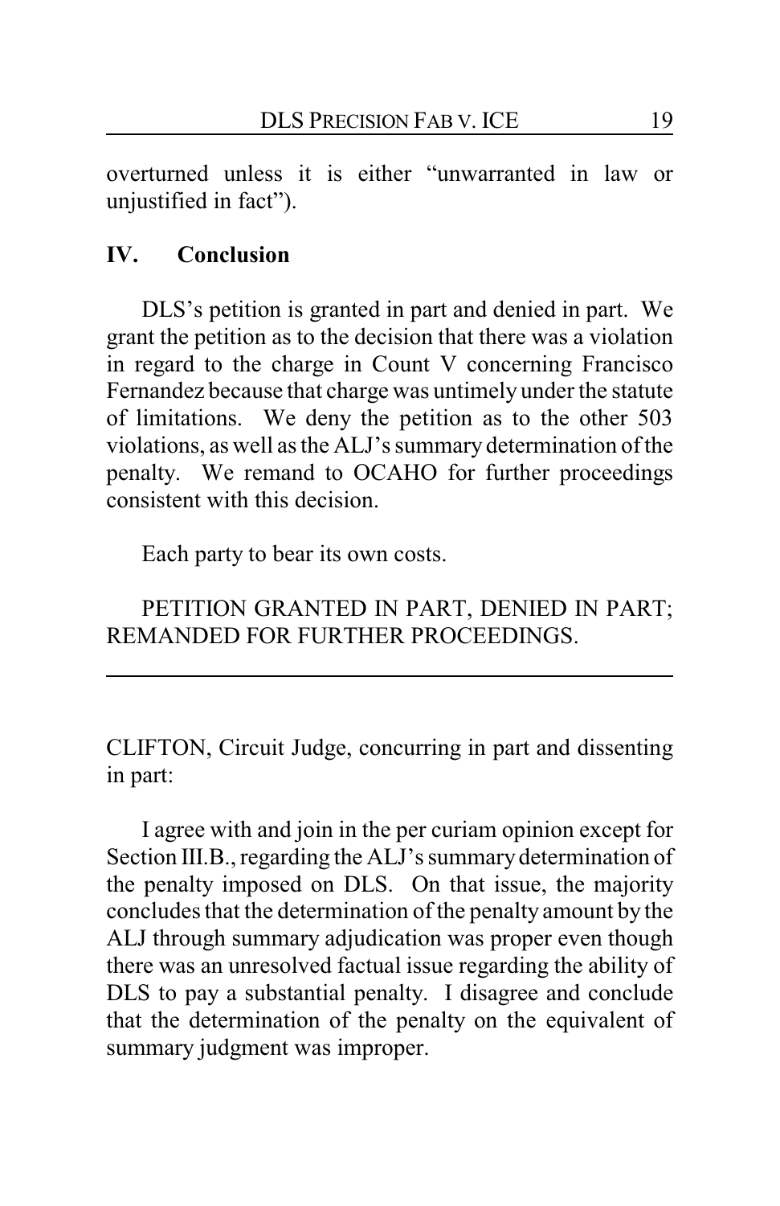overturned unless it is either "unwarranted in law or unjustified in fact").

## IV. Conclusion

DLS's petition is granted in part and denied in part. We grant the petition as to the decision that there was a violation in regard to the charge in Count V concerning Francisco Fernandez because that charge was untimely under the statute of limitations. We deny the petition as to the other 503 violations, as well as the ALJ's summary determination of the penalty. We remand to OCAHO for further proceedings consistent with this decision.

Each party to bear its own costs.

PETITION GRANTED IN PART, DENIED IN PART; REMANDED FOR FURTHER PROCEEDINGS.

---

CLIFTON, Circuit Judge, concurring in part and dissenting in part:

I agree with and join in the per curiam opinion except for Section III.B., regarding the ALJ's summary determination of the penalty imposed on DLS. On that issue, the majority concludes that the determination of the penalty amount by the ALJ through summary adjudication was proper even though there was an unresolved factual issue regarding the ability of DLS to pay a substantial penalty. I disagree and conclude that the determination of the penalty on the equivalent of summary judgment was improper.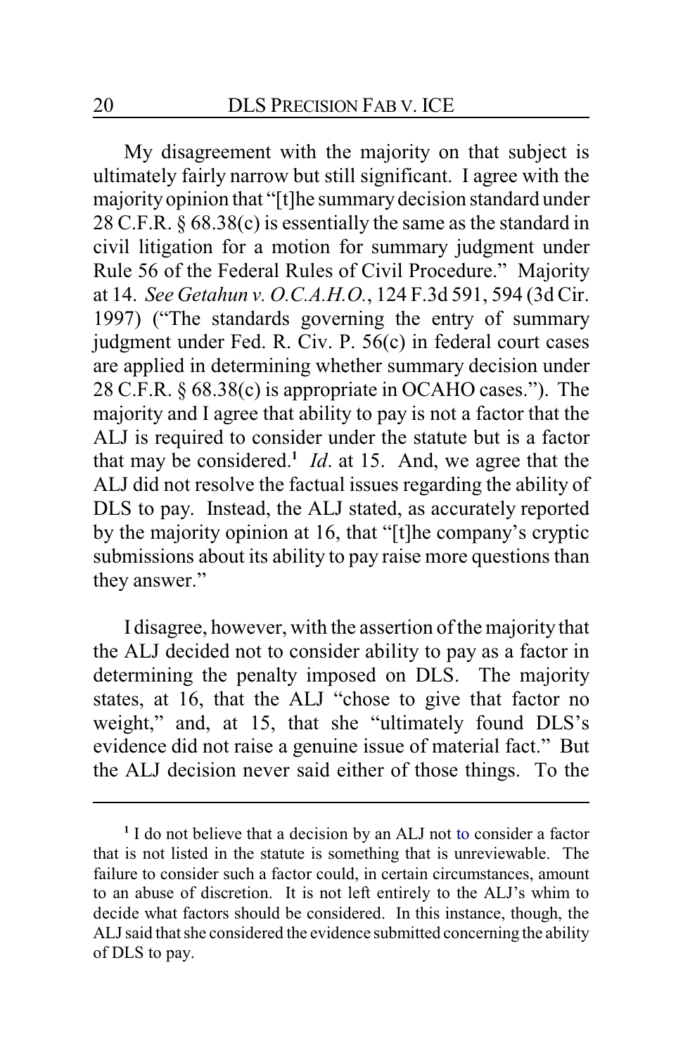My disagreement with the majority on that subject is ultimately fairly narrow but still significant. I agree with the majority opinion that "[t]he summary decision standard under 28 C.F.R. § 68.38(c) is essentially the same as the standard in civil litigation for a motion for summary judgment under Rule 56 of the Federal Rules of Civil Procedure." Majority at 14. *See Getahun v. O.C.A.H.O.*, 124 F.3d 591, 594 (3d Cir. 1997) ("The standards governing the entry of summary judgment under Fed. R. Civ. P. 56(c) in federal court cases are applied in determining whether summary decision under 28 C.F.R. § 68.38(c) is appropriate in OCAHO cases."). The majority and I agree that ability to pay is not a factor that the ALJ is required to consider under the statute but is a factor that may be considered.[1] *Id*. at 15. And, we agree that the ALJ did not resolve the factual issues regarding the ability of DLS to pay. Instead, the ALJ stated, as accurately reported by the majority opinion at 16, that "[t]he company's cryptic submissions about its ability to pay raise more questions than they answer."

I disagree, however, with the assertion of the majority that the ALJ decided not to consider ability to pay as a factor in determining the penalty imposed on DLS. The majority states, at 16, that the ALJ "chose to give that factor no weight," and, at 15, that she "ultimately found DLS's evidence did not raise a genuine issue of material fact." But the ALJ decision never said either of those things. To the

---

[1] I do not believe that a decision by an ALJ not to consider a factor that is not listed in the statute is something that is unreviewable. The failure to consider such a factor could, in certain circumstances, amount to an abuse of discretion. It is not left entirely to the ALJ's whim to decide what factors should be considered. In this instance, though, the ALJ said that she considered the evidence submitted concerning the ability of DLS to pay.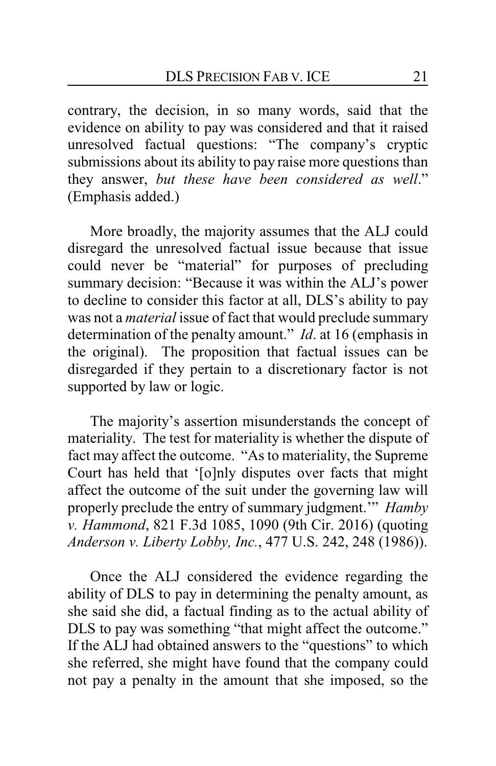contrary, the decision, in so many words, said that the evidence on ability to pay was considered and that it raised unresolved factual questions: "The company's cryptic submissions about its ability to pay raise more questions than they answer, *but these have been considered as well*." (Emphasis added.)

More broadly, the majority assumes that the ALJ could disregard the unresolved factual issue because that issue could never be "material" for purposes of precluding summary decision: "Because it was within the ALJ's power to decline to consider this factor at all, DLS's ability to pay was not a *material* issue of fact that would preclude summary determination of the penalty amount." *Id*. at 16 (emphasis in the original). The proposition that factual issues can be disregarded if they pertain to a discretionary factor is not supported by law or logic.

The majority's assertion misunderstands the concept of materiality. The test for materiality is whether the dispute of fact may affect the outcome. "As to materiality, the Supreme Court has held that '[o]nly disputes over facts that might affect the outcome of the suit under the governing law will properly preclude the entry of summary judgment.'" *Hamby v. Hammond*, 821 F.3d 1085, 1090 (9th Cir. 2016) (quoting *Anderson v. Liberty Lobby, Inc.*, 477 U.S. 242, 248 (1986)).

Once the ALJ considered the evidence regarding the ability of DLS to pay in determining the penalty amount, as she said she did, a factual finding as to the actual ability of DLS to pay was something "that might affect the outcome." If the ALJ had obtained answers to the "questions" to which she referred, she might have found that the company could not pay a penalty in the amount that she imposed, so the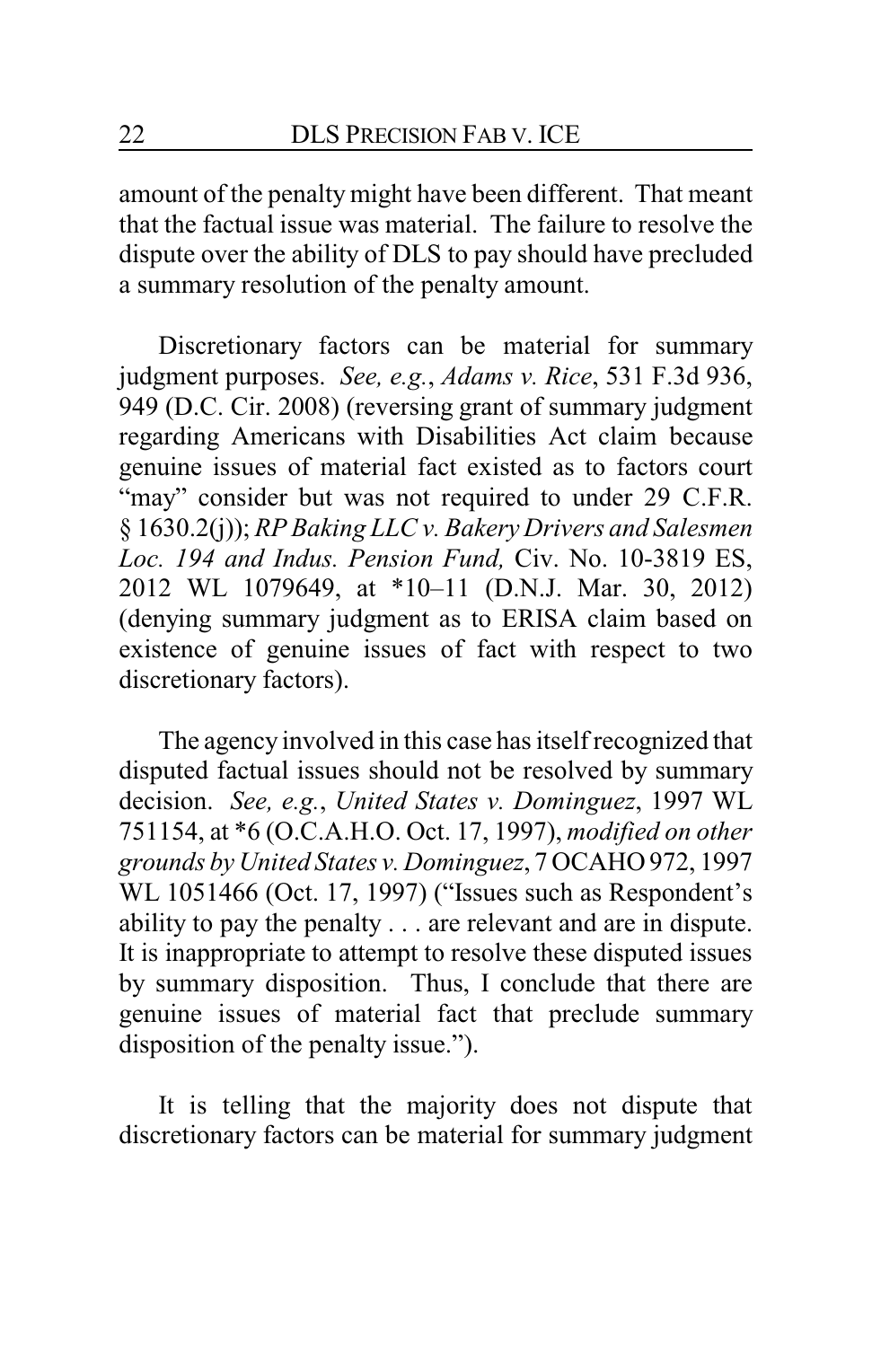amount of the penalty might have been different. That meant that the factual issue was material. The failure to resolve the dispute over the ability of DLS to pay should have precluded a summary resolution of the penalty amount.

Discretionary factors can be material for summary judgment purposes. *See, e.g.*, *Adams v. Rice*, 531 F.3d 936, 949 (D.C. Cir. 2008) (reversing grant of summary judgment regarding Americans with Disabilities Act claim because genuine issues of material fact existed as to factors court "may" consider but was not required to under 29 C.F.R. § 1630.2(j)); *RP Baking LLC v. Bakery Drivers and Salesmen Loc. 194 and Indus. Pension Fund,* Civ. No. 10-3819 ES, 2012 WL 1079649, at *10–11 (D.N.J. Mar. 30, 2012) (denying summary judgment as to ERISA claim based on existence of genuine issues of fact with respect to two discretionary factors).

The agency involved in this case has itself recognized that disputed factual issues should not be resolved by summary decision. *See, e.g.*, *United States v. Dominguez*, 1997 WL 751154, at *6 (O.C.A.H.O. Oct. 17, 1997), *modified on other grounds by United States v. Dominguez*, 7 OCAHO 972, 1997 WL 1051466 (Oct. 17, 1997) ("Issues such as Respondent's ability to pay the penalty . . . are relevant and are in dispute. It is inappropriate to attempt to resolve these disputed issues by summary disposition. Thus, I conclude that there are genuine issues of material fact that preclude summary disposition of the penalty issue.").

It is telling that the majority does not dispute that discretionary factors can be material for summary judgment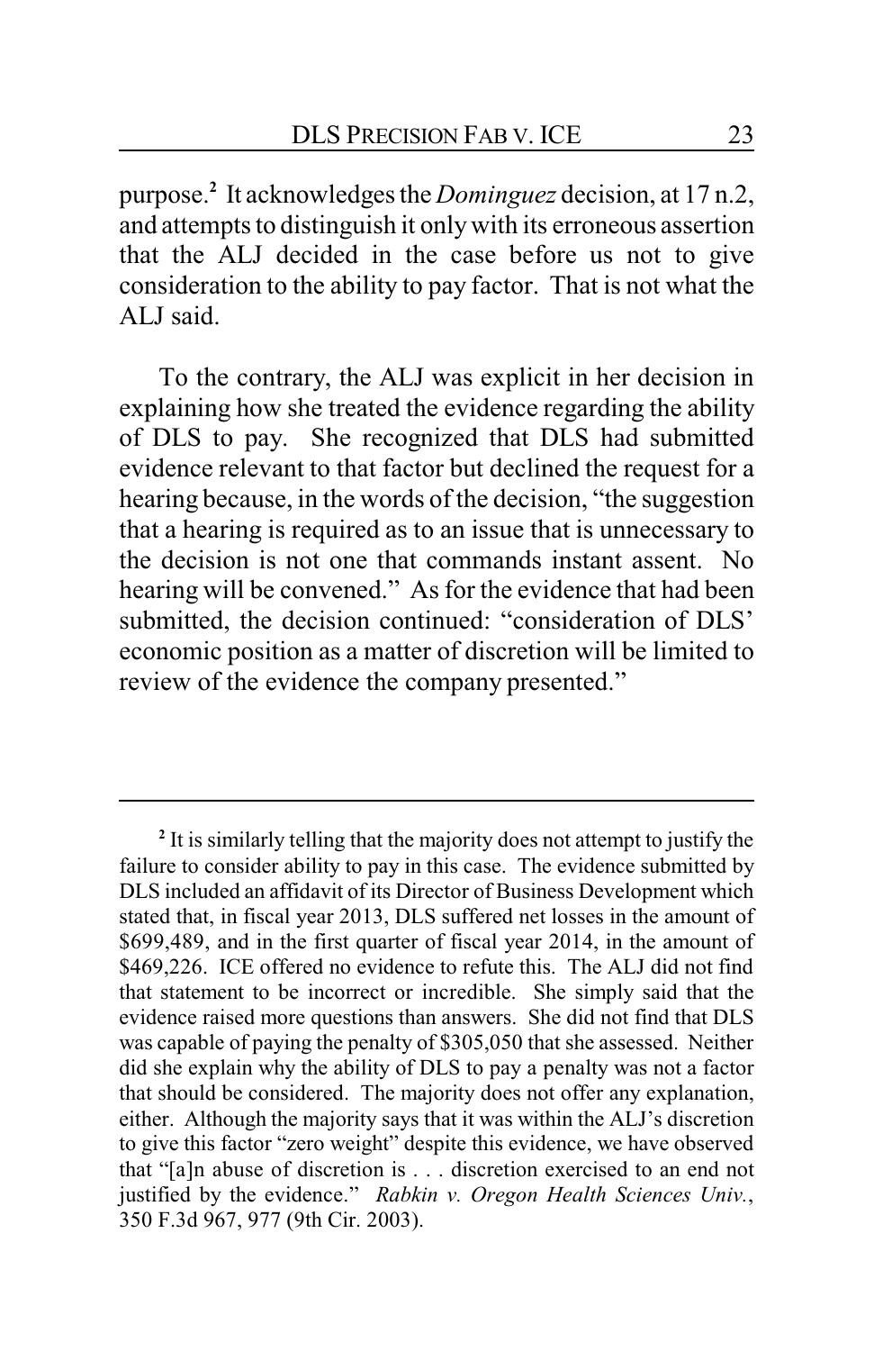purpose.[2] It acknowledges the *Dominguez* decision, at 17 n.2, and attempts to distinguish it only with its erroneous assertion that the ALJ decided in the case before us not to give consideration to the ability to pay factor. That is not what the ALJ said.

To the contrary, the ALJ was explicit in her decision in explaining how she treated the evidence regarding the ability of DLS to pay. She recognized that DLS had submitted evidence relevant to that factor but declined the request for a hearing because, in the words of the decision, "the suggestion that a hearing is required as to an issue that is unnecessary to the decision is not one that commands instant assent. No hearing will be convened." As for the evidence that had been submitted, the decision continued: "consideration of DLS' economic position as a matter of discretion will be limited to review of the evidence the company presented."

---

[2] It is similarly telling that the majority does not attempt to justify the failure to consider ability to pay in this case. The evidence submitted by DLS included an affidavit of its Director of Business Development which stated that, in fiscal year 2013, DLS suffered net losses in the amount of $699,489, and in the first quarter of fiscal year 2014, in the amount of $469,226. ICE offered no evidence to refute this. The ALJ did not find that statement to be incorrect or incredible. She simply said that the evidence raised more questions than answers. She did not find that DLS was capable of paying the penalty of $305,050 that she assessed. Neither did she explain why the ability of DLS to pay a penalty was not a factor that should be considered. The majority does not offer any explanation, either. Although the majority says that it was within the ALJ's discretion to give this factor "zero weight" despite this evidence, we have observed that "[a]n abuse of discretion is . . . discretion exercised to an end not justified by the evidence." *Rabkin v. Oregon Health Sciences Univ.*, 350 F.3d 967, 977 (9th Cir. 2003).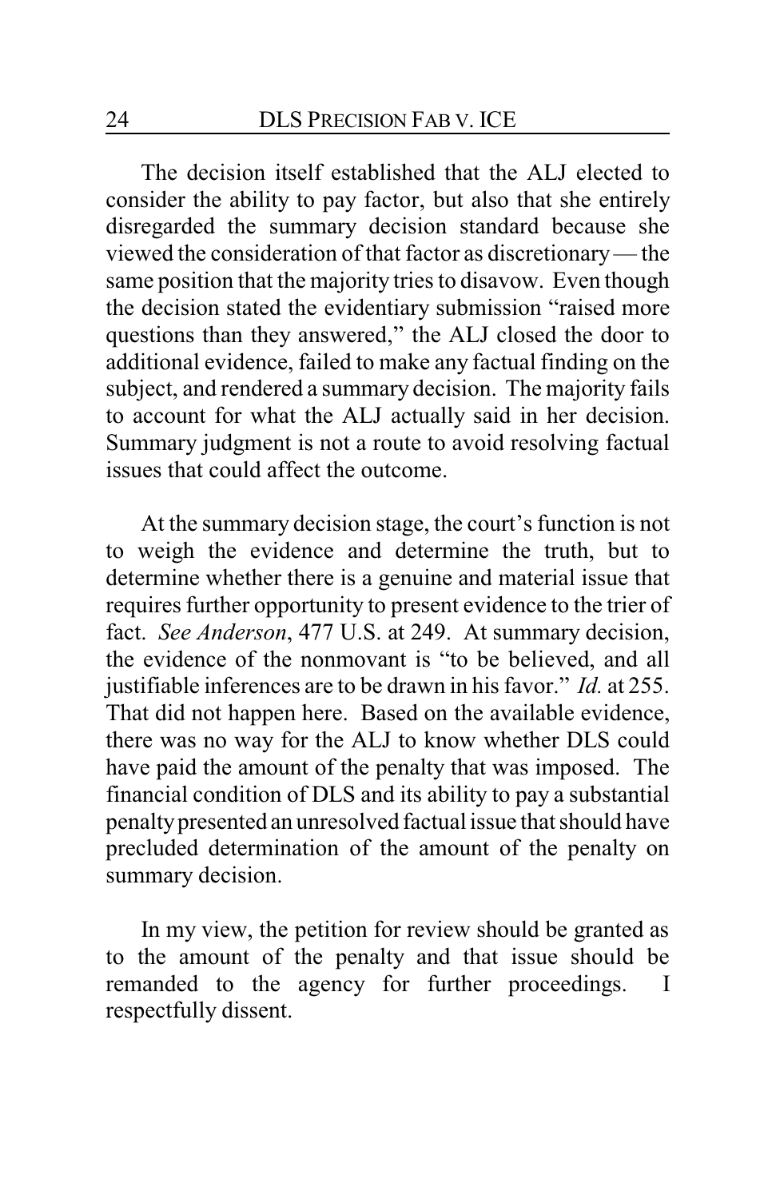The decision itself established that the ALJ elected to consider the ability to pay factor, but also that she entirely disregarded the summary decision standard because she viewed the consideration of that factor as discretionary — the same position that the majority tries to disavow. Even though the decision stated the evidentiary submission "raised more questions than they answered," the ALJ closed the door to additional evidence, failed to make any factual finding on the subject, and rendered a summary decision. The majority fails to account for what the ALJ actually said in her decision. Summary judgment is not a route to avoid resolving factual issues that could affect the outcome.

At the summary decision stage, the court's function is not to weigh the evidence and determine the truth, but to determine whether there is a genuine and material issue that requires further opportunity to present evidence to the trier of fact. *See Anderson*, 477 U.S. at 249. At summary decision, the evidence of the nonmovant is "to be believed, and all justifiable inferences are to be drawn in his favor." *Id.* at 255. That did not happen here. Based on the available evidence, there was no way for the ALJ to know whether DLS could have paid the amount of the penalty that was imposed. The financial condition of DLS and its ability to pay a substantial penalty presented an unresolved factual issue that should have precluded determination of the amount of the penalty on summary decision.

In my view, the petition for review should be granted as to the amount of the penalty and that issue should be remanded to the agency for further proceedings. I respectfully dissent.